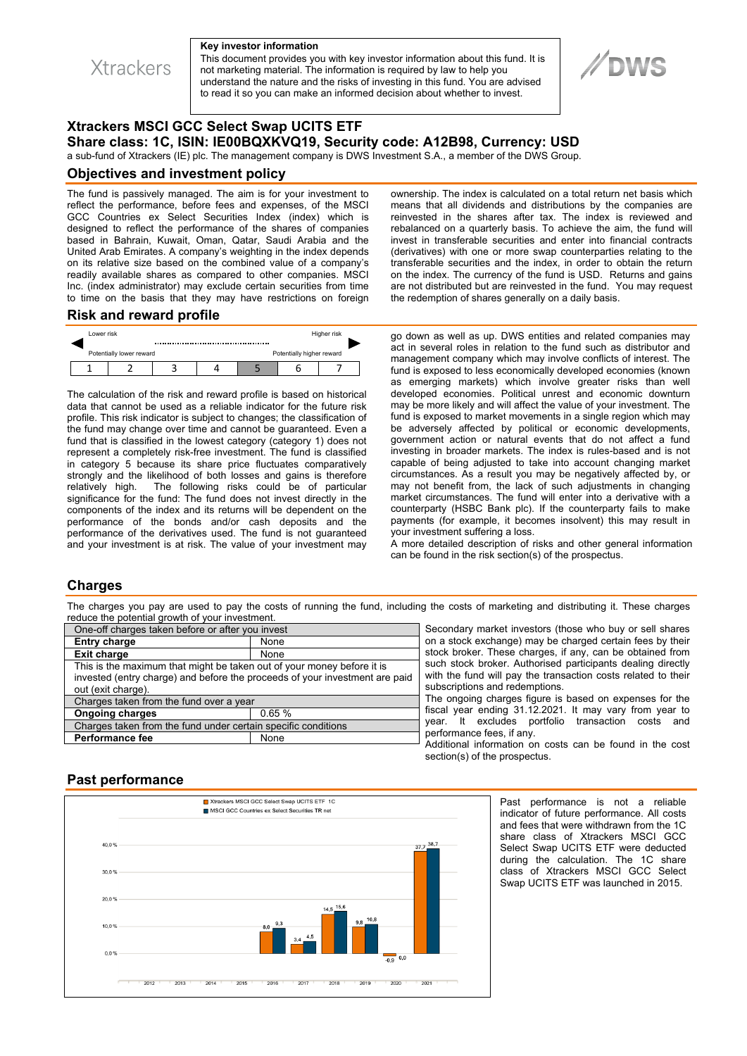Xtrackers

**Key investor information**
This document provides you with key investor information about this fund. It is not marketing material. The information is required by law to help you understand the nature and the risks of investing in this fund. You are advised to read it so you can make an informed decision about whether to invest.

DWS

# Xtrackers MSCI GCC Select Swap UCITS ETF
## Share class: 1C, ISIN: IE00BQXKVQ19, Security code: A12B98, Currency: USD

a sub-fund of Xtrackers (IE) plc. The management company is DWS Investment S.A., a member of the DWS Group.

## Objectives and investment policy

The fund is passively managed. The aim is for your investment to reflect the performance, before fees and expenses, of the MSCI GCC Countries ex Select Securities Index (index) which is designed to reflect the performance of the shares of companies based in Bahrain, Kuwait, Oman, Qatar, Saudi Arabia and the United Arab Emirates. A company's weighting in the index depends on its relative size based on the combined value of a company's readily available shares as compared to other companies. MSCI Inc. (index administrator) may exclude certain securities from time to time on the basis that they may have restrictions on foreign ownership. The index is calculated on a total return net basis which means that all dividends and distributions by the companies are reinvested in the shares after tax. The index is reviewed and rebalanced on a quarterly basis. To achieve the aim, the fund will invest in transferable securities and enter into financial contracts (derivatives) with one or more swap counterparties relating to the transferable securities and the index, in order to obtain the return on the index. The currency of the fund is USD. Returns and gains are not distributed but are reinvested in the fund. You may request the redemption of shares generally on a daily basis.

## Risk and reward profile

| Lower risk | | | | | | Higher risk |
|---|---|---|---|---|---|---|
| Potentially lower reward | | | | | | Potentially higher reward |
| 1 | 2 | 3 | 4 | **5** | 6 | 7 |

The calculation of the risk and reward profile is based on historical data that cannot be used as a reliable indicator for the future risk profile. This risk indicator is subject to changes; the classification of the fund may change over time and cannot be guaranteed. Even a fund that is classified in the lowest category (category 1) does not represent a completely risk-free investment. The fund is classified in category 5 because its share price fluctuates comparatively strongly and the likelihood of both losses and gains is therefore relatively high. The following risks could be of particular significance for the fund: The fund does not invest directly in the components of the index and its returns will be dependent on the performance of the bonds and/or cash deposits and the performance of the derivatives used. The fund is not guaranteed and your investment is at risk. The value of your investment may go down as well as up. DWS entities and related companies may act in several roles in relation to the fund such as distributor and management company which may involve conflicts of interest. The fund is exposed to less economically developed economies (known as emerging markets) which involve greater risks than well developed economies. Political unrest and economic downturn may be more likely and will affect the value of your investment. The fund is exposed to market movements in a single region which may be adversely affected by political or economic developments, government action or natural events that do not affect a fund investing in broader markets. The index is rules-based and is not capable of being adjusted to take into account changing market circumstances. As a result you may be negatively affected by, or may not benefit from, the lack of such adjustments in changing market circumstances. The fund will enter into a derivative with a counterparty (HSBC Bank plc). If the counterparty fails to make payments (for example, it becomes insolvent) this may result in your investment suffering a loss.

A more detailed description of risks and other general information can be found in the risk section(s) of the prospectus.

## Charges

The charges you pay are used to pay the costs of running the fund, including the costs of marketing and distributing it. These charges reduce the potential growth of your investment.

| One-off charges taken before or after you invest | |
|---|---|
| **Entry charge** | None |
| **Exit charge** | None |
| This is the maximum that might be taken out of your money before it is invested (entry charge) and before the proceeds of your investment are paid out (exit charge). | |
| Charges taken from the fund over a year | |
| **Ongoing charges** | 0.65 % |
| Charges taken from the fund under certain specific conditions | |
| **Performance fee** | None |

Secondary market investors (those who buy or sell shares on a stock exchange) may be charged certain fees by their stock broker. These charges, if any, can be obtained from such stock broker. Authorised participants dealing directly with the fund will pay the transaction costs related to their subscriptions and redemptions.

The ongoing charges figure is based on expenses for the fiscal year ending 31.12.2021. It may vary from year to year. It excludes portfolio transaction costs and performance fees, if any.

Additional information on costs can be found in the cost section(s) of the prospectus.

## Past performance

| Year | Xtrackers MSCI GCC Select Swap UCITS ETF 1C | MSCI GCC Countries ex Select Securities TR net |
|---|---|---|
| 2012 | | |
| 2013 | | |
| 2014 | | |
| 2015 | | |
| 2016 | 8,0 | 9,3 |
| 2017 | 3,4 | 4,5 |
| 2018 | 14,5 | 15,6 |
| 2019 | 9,8 | 10,8 |
| 2020 | -0,9 | 0,0 |
| 2021 | 37,7 | 38,7 |

Past performance is not a reliable indicator of future performance. All costs and fees that were withdrawn from the 1C share class of Xtrackers MSCI GCC Select Swap UCITS ETF were deducted during the calculation. The 1C share class of Xtrackers MSCI GCC Select Swap UCITS ETF was launched in 2015.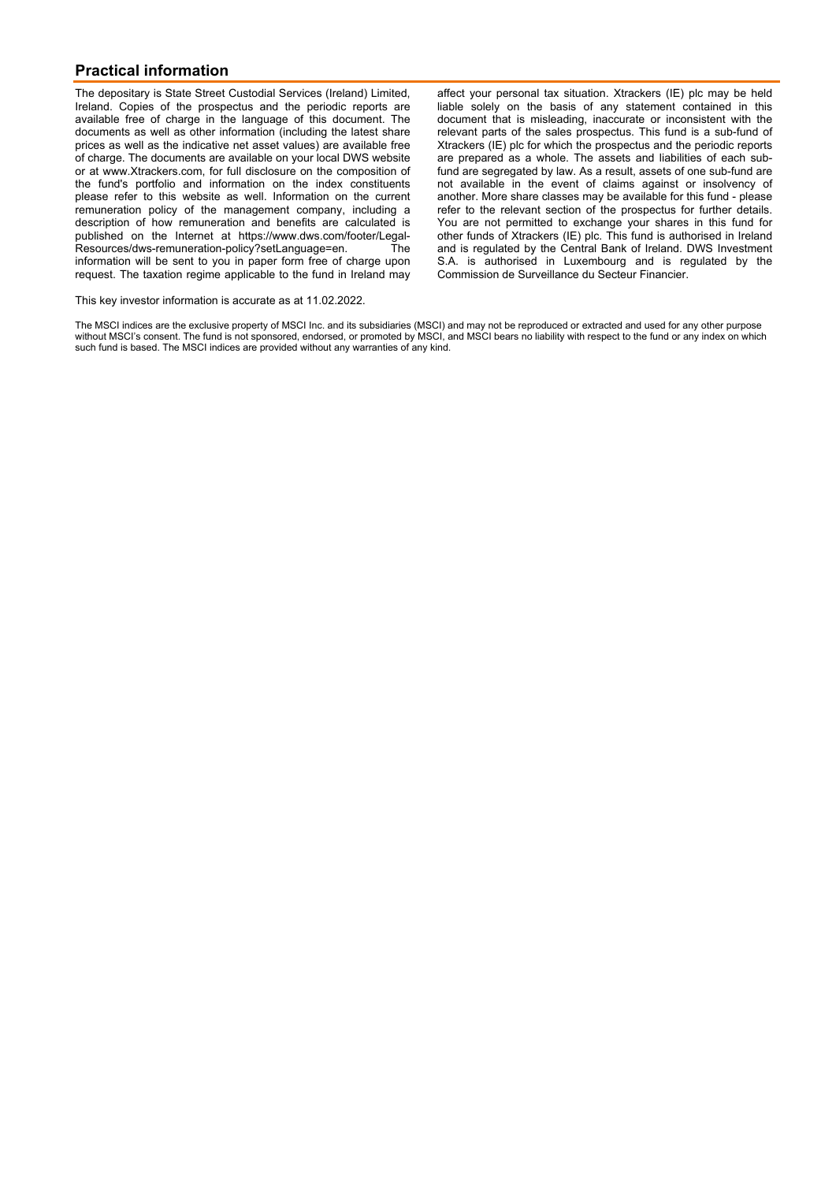## Practical information

The depositary is State Street Custodial Services (Ireland) Limited, Ireland. Copies of the prospectus and the periodic reports are available free of charge in the language of this document. The documents as well as other information (including the latest share prices as well as the indicative net asset values) are available free of charge. The documents are available on your local DWS website or at www.Xtrackers.com, for full disclosure on the composition of the fund's portfolio and information on the index constituents please refer to this website as well. Information on the current remuneration policy of the management company, including a description of how remuneration and benefits are calculated is published on the Internet at https://www.dws.com/footer/Legal-Resources/dws-remuneration-policy?setLanguage=en. The information will be sent to you in paper form free of charge upon request. The taxation regime applicable to the fund in Ireland may affect your personal tax situation. Xtrackers (IE) plc may be held liable solely on the basis of any statement contained in this document that is misleading, inaccurate or inconsistent with the relevant parts of the sales prospectus. This fund is a sub-fund of Xtrackers (IE) plc for which the prospectus and the periodic reports are prepared as a whole. The assets and liabilities of each sub-fund are segregated by law. As a result, assets of one sub-fund are not available in the event of claims against or insolvency of another. More share classes may be available for this fund - please refer to the relevant section of the prospectus for further details. You are not permitted to exchange your shares in this fund for other funds of Xtrackers (IE) plc. This fund is authorised in Ireland and is regulated by the Central Bank of Ireland. DWS Investment S.A. is authorised in Luxembourg and is regulated by the Commission de Surveillance du Secteur Financier.

This key investor information is accurate as at 11.02.2022.

The MSCI indices are the exclusive property of MSCI Inc. and its subsidiaries (MSCI) and may not be reproduced or extracted and used for any other purpose without MSCI's consent. The fund is not sponsored, endorsed, or promoted by MSCI, and MSCI bears no liability with respect to the fund or any index on which such fund is based. The MSCI indices are provided without any warranties of any kind.